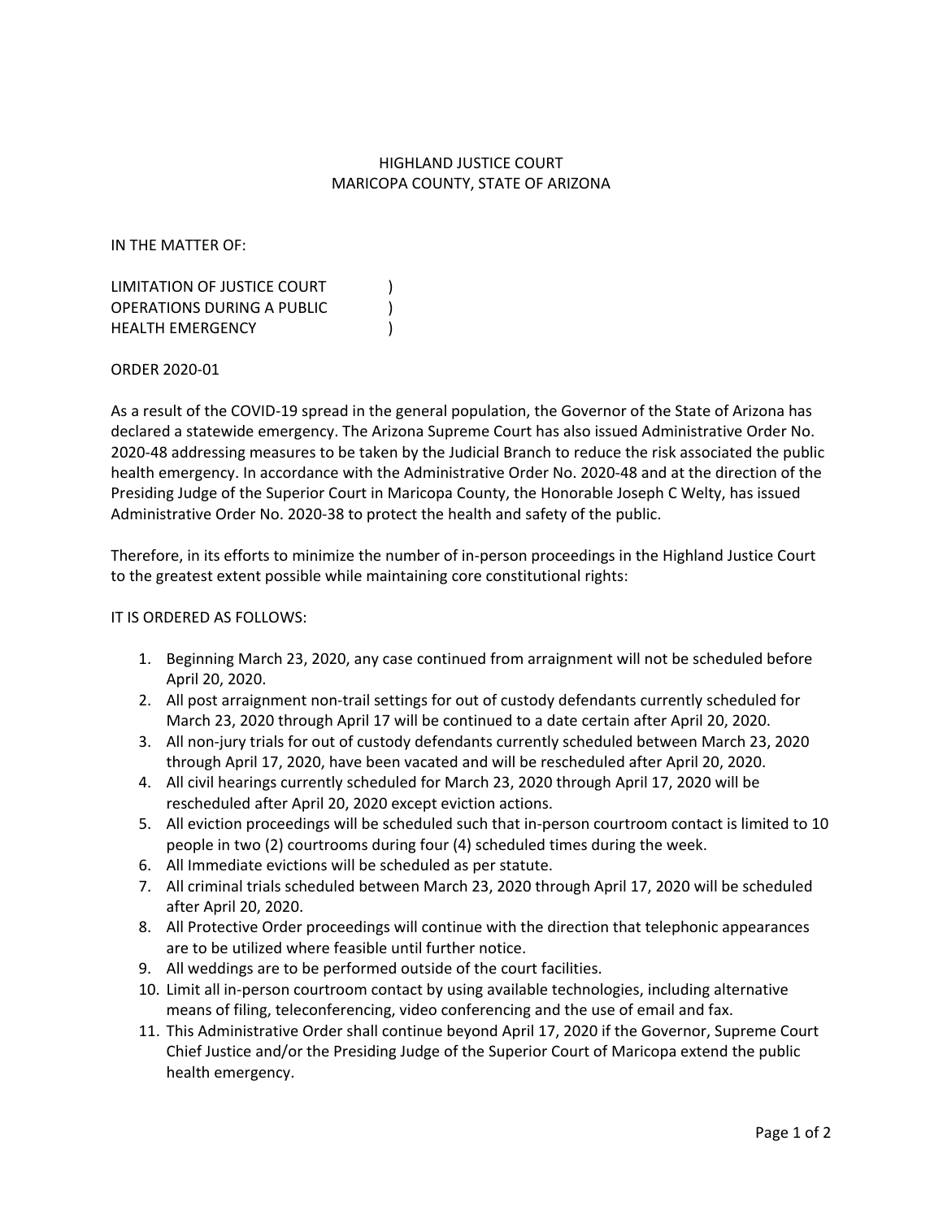HIGHLAND JUSTICE COURT
MARICOPA COUNTY, STATE OF ARIZONA

IN THE MATTER OF:

LIMITATION OF JUSTICE COURT )
OPERATIONS DURING A PUBLIC )
HEALTH EMERGENCY )

ORDER 2020-01

As a result of the COVID-19 spread in the general population, the Governor of the State of Arizona has declared a statewide emergency. The Arizona Supreme Court has also issued Administrative Order No. 2020-48 addressing measures to be taken by the Judicial Branch to reduce the risk associated the public health emergency. In accordance with the Administrative Order No. 2020-48 and at the direction of the Presiding Judge of the Superior Court in Maricopa County, the Honorable Joseph C Welty, has issued Administrative Order No. 2020-38 to protect the health and safety of the public.

Therefore, in its efforts to minimize the number of in-person proceedings in the Highland Justice Court to the greatest extent possible while maintaining core constitutional rights:

IT IS ORDERED AS FOLLOWS:

1. Beginning March 23, 2020, any case continued from arraignment will not be scheduled before April 20, 2020.
2. All post arraignment non-trail settings for out of custody defendants currently scheduled for March 23, 2020 through April 17 will be continued to a date certain after April 20, 2020.
3. All non-jury trials for out of custody defendants currently scheduled between March 23, 2020 through April 17, 2020, have been vacated and will be rescheduled after April 20, 2020.
4. All civil hearings currently scheduled for March 23, 2020 through April 17, 2020 will be rescheduled after April 20, 2020 except eviction actions.
5. All eviction proceedings will be scheduled such that in-person courtroom contact is limited to 10 people in two (2) courtrooms during four (4) scheduled times during the week.
6. All Immediate evictions will be scheduled as per statute.
7. All criminal trials scheduled between March 23, 2020 through April 17, 2020 will be scheduled after April 20, 2020.
8. All Protective Order proceedings will continue with the direction that telephonic appearances are to be utilized where feasible until further notice.
9. All weddings are to be performed outside of the court facilities.
10. Limit all in-person courtroom contact by using available technologies, including alternative means of filing, teleconferencing, video conferencing and the use of email and fax.
11. This Administrative Order shall continue beyond April 17, 2020 if the Governor, Supreme Court Chief Justice and/or the Presiding Judge of the Superior Court of Maricopa extend the public health emergency.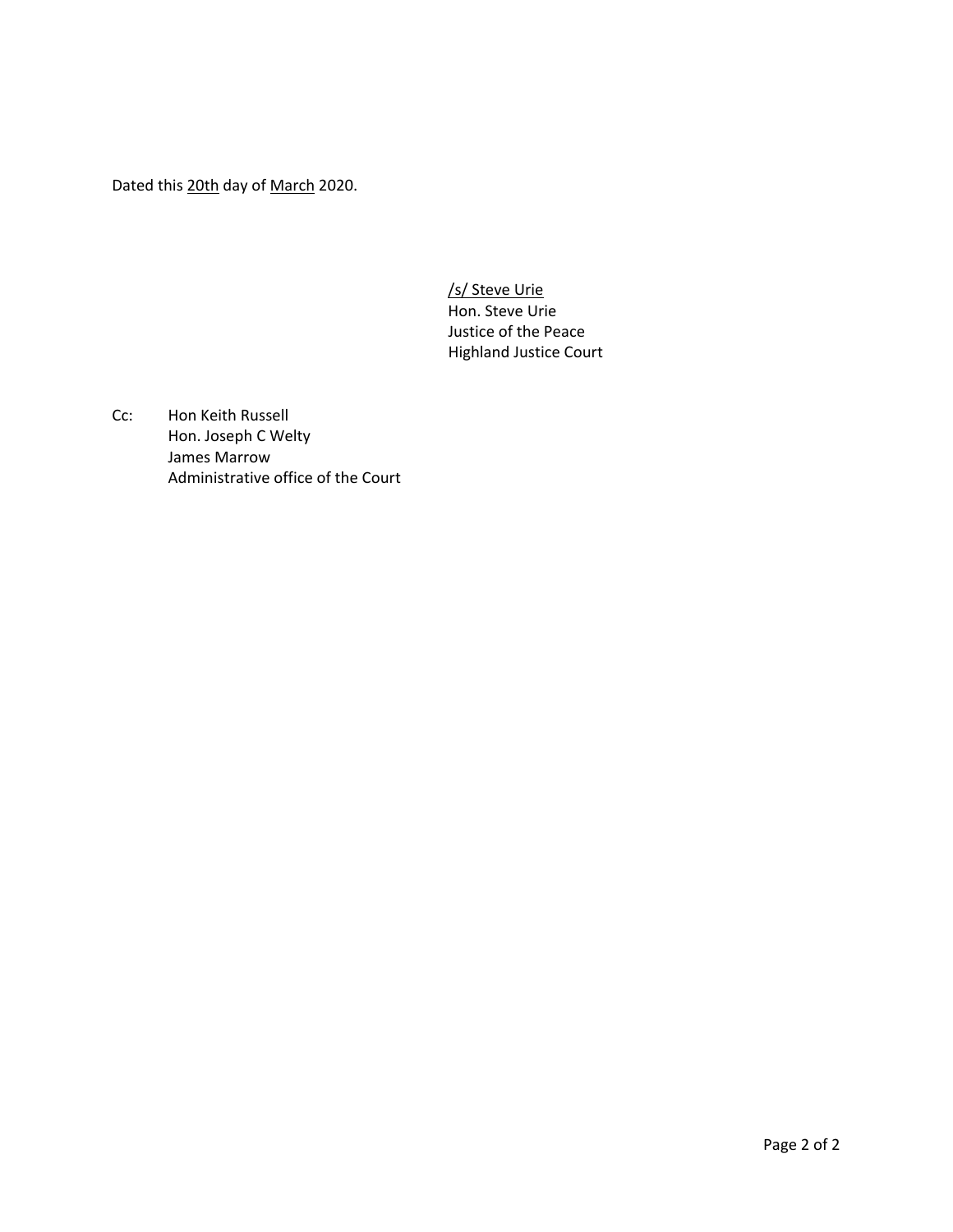Dated this <u>20th</u> day of <u>March</u> 2020.

<u>/s/ Steve Urie</u>
Hon. Steve Urie
Justice of the Peace
Highland Justice Court

Cc: Hon Keith Russell
Hon. Joseph C Welty
James Marrow
Administrative office of the Court